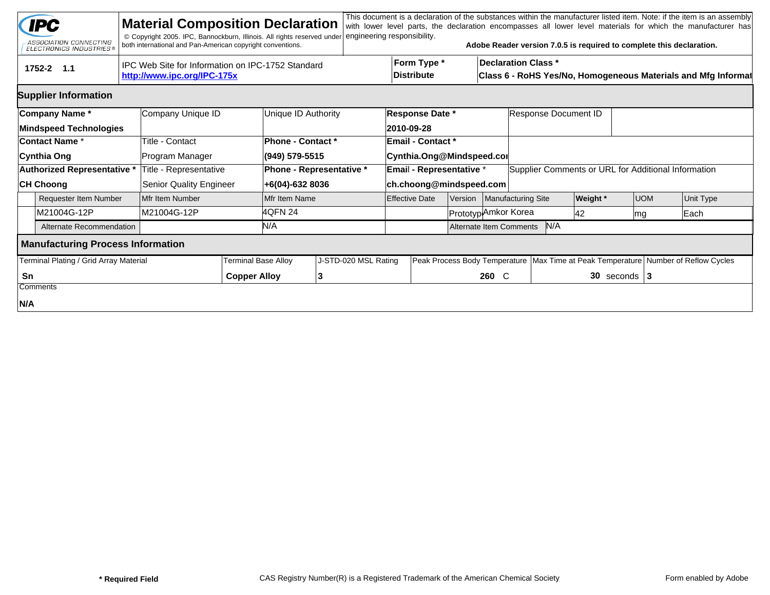# Material Composition Declaration

IPC — ASSOCIATION CONNECTING ELECTRONICS INDUSTRIES®

© Copyright 2005. IPC, Bannockburn, Illinois. All rights reserved under both international and Pan-American copyright conventions.

This document is a declaration of the substances within the manufacturer listed item. Note: if the item is an assembly with lower level parts, the declaration encompasses all lower level materials for which the manufacturer has engineering responsibility.

**Adobe Reader version 7.0.5 is required to complete this declaration.**

| 1752-2 1.1 | IPC Web Site for Information on IPC-1752 Standard **http://www.ipc.org/IPC-175x** | **Form Type *** **Distribute** | **Declaration Class *** **Class 6 - RoHS Yes/No, Homogeneous Materials and Mfg Informat** |
|---|---|---|---|

## Supplier Information

| **Company Name *** | Company Unique ID | Unique ID Authority | **Response Date *** | Response Document ID |
|---|---|---|---|---|
| **Mindspeed Technologies** | | | **2010-09-28** | |
| **Contact Name *** | Title - Contact | **Phone - Contact *** | **Email - Contact *** | |
| **Cynthia Ong** | Program Manager | **(949) 579-5515** | **Cynthia.Ong@Mindspeed.coı** | |
| **Authorized Representative *** | Title - Representative | **Phone - Representative *** | **Email - Representative *** | Supplier Comments or URL for Additional Information |
| **CH Choong** | Senior Quality Engineer | **+6(04)-632 8036** | **ch.choong@mindspeed.com** | |

| Requester Item Number | Mfr Item Number | Mfr Item Name | Effective Date | Version | Manufacturing Site | **Weight *** | UOM | Unit Type |
|---|---|---|---|---|---|---|---|---|
| M21004G-12P | M21004G-12P | 4QFN 24 | | Prototyp | Amkor Korea | 42 | mg | Each |
| Alternate Recommendation | | N/A | | Alternate Item Comments | N/A | | | |

## Manufacturing Process Information

| Terminal Plating / Grid Array Material | Terminal Base Alloy | J-STD-020 MSL Rating | Peak Process Body Temperature | Max Time at Peak Temperature | Number of Reflow Cycles |
|---|---|---|---|---|---|
| **Sn** | **Copper Alloy** | **3** | **260** C | **30** seconds | **3** |

Comments

**N/A**

**\* Required Field** CAS Registry Number(R) is a Registered Trademark of the American Chemical Society Form enabled by Adobe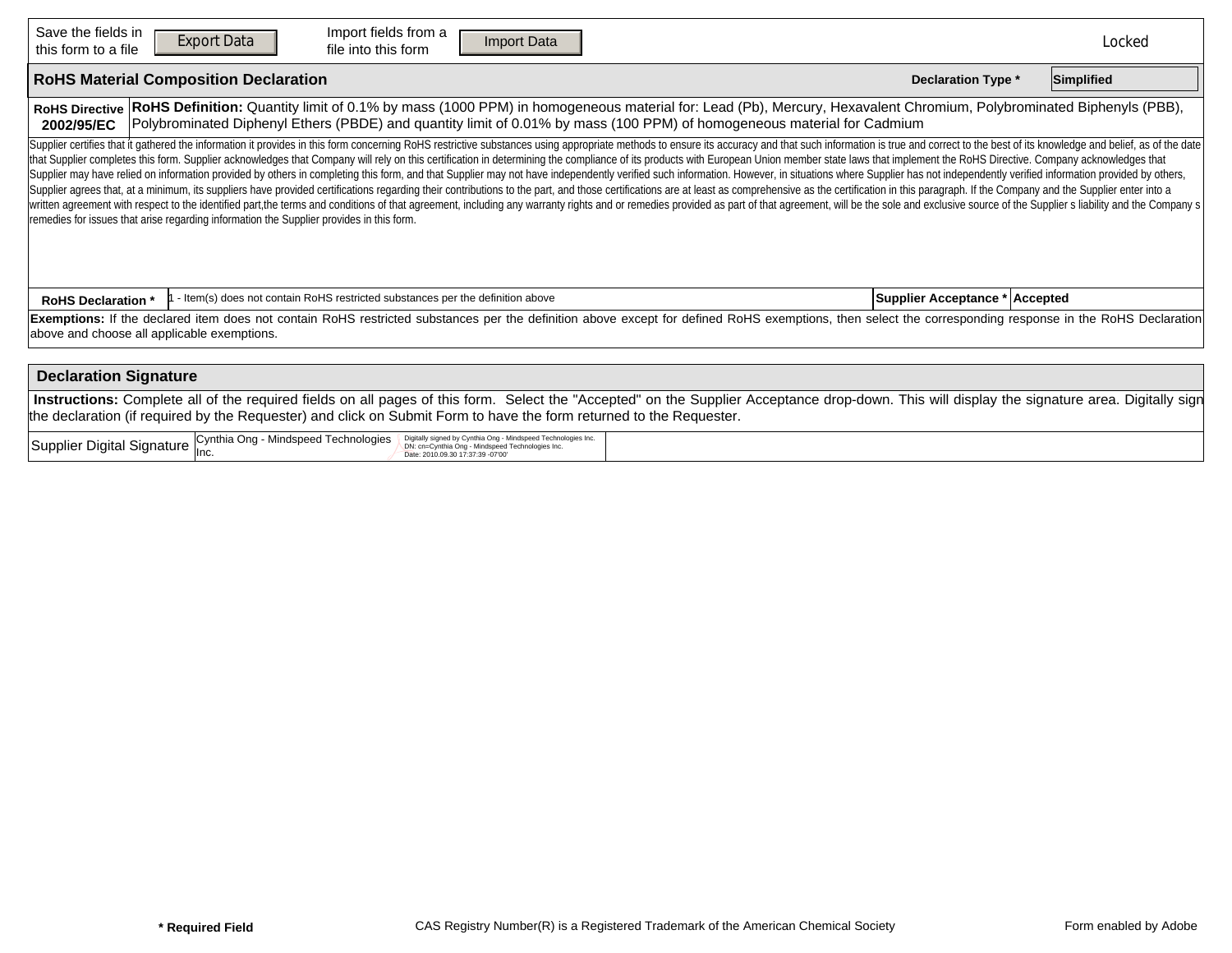Save the fields in this form to a file **Export Data** | Import fields from a file into this form **Import Data** | Locked

## RoHS Material Composition Declaration

**Declaration Type *** Simplified

| **RoHS Directive 2002/95/EC** | **RoHS Definition:** Quantity limit of 0.1% by mass (1000 PPM) in homogeneous material for: Lead (Pb), Mercury, Hexavalent Chromium, Polybrominated Biphenyls (PBB), Polybrominated Diphenyl Ethers (PBDE) and quantity limit of 0.01% by mass (100 PPM) of homogeneous material for Cadmium |
|---|---|

Supplier certifies that it gathered the information it provides in this form concerning RoHS restrictive substances using appropriate methods to ensure its accuracy and that such information is true and correct to the best of its knowledge and belief, as of the date that Supplier completes this form. Supplier acknowledges that Company will rely on this certification in determining the compliance of its products with European Union member state laws that implement the RoHS Directive. Company acknowledges that Supplier may have relied on information provided by others in completing this form, and that Supplier may not have independently verified such information. However, in situations where Supplier has not independently verified information provided by others, Supplier agrees that, at a minimum, its suppliers have provided certifications regarding their contributions to the part, and those certifications are at least as comprehensive as the certification in this paragraph. If the Company and the Supplier enter into a written agreement with respect to the identified part,the terms and conditions of that agreement, including any warranty rights and or remedies provided as part of that agreement, will be the sole and exclusive source of the Supplier s liability and the Company s remedies for issues that arise regarding information the Supplier provides in this form.

| **RoHS Declaration *** | 1 - Item(s) does not contain RoHS restricted substances per the definition above | **Supplier Acceptance *** | **Accepted** |
|---|---|---|---|

**Exemptions:** If the declared item does not contain RoHS restricted substances per the definition above except for defined RoHS exemptions, then select the corresponding response in the RoHS Declaration above and choose all applicable exemptions.

## Declaration Signature

**Instructions:** Complete all of the required fields on all pages of this form. Select the "Accepted" on the Supplier Acceptance drop-down. This will display the signature area. Digitally sign the declaration (if required by the Requester) and click on Submit Form to have the form returned to the Requester.

| Supplier Digital Signature | Cynthia Ong - Mindspeed Technologies Inc. Digitally signed by Cynthia Ong - Mindspeed Technologies Inc. DN: cn=Cynthia Ong - Mindspeed Technologies Inc. Date: 2010.09.30 17:37:39 -07'00' | |
|---|---|---|

**\* Required Field** | CAS Registry Number(R) is a Registered Trademark of the American Chemical Society | Form enabled by Adobe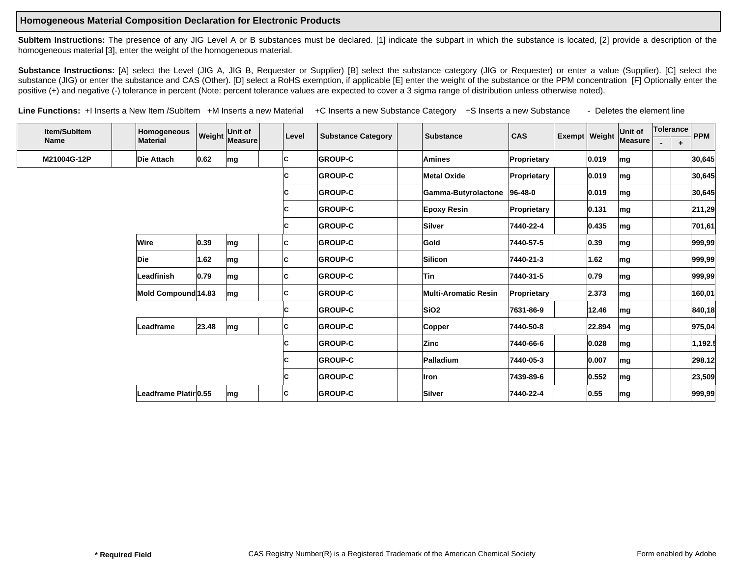## Homogeneous Material Composition Declaration for Electronic Products

**SubItem Instructions:** The presence of any JIG Level A or B substances must be declared. [1] indicate the subpart in which the substance is located, [2] provide a description of the homogeneous material [3], enter the weight of the homogeneous material.

**Substance Instructions:** [A] select the Level (JIG A, JIG B, Requester or Supplier) [B] select the substance category (JIG or Requester) or enter a value (Supplier). [C] select the substance (JIG) or enter the substance and CAS (Other). [D] select a RoHS exemption, if applicable [E] enter the weight of the substance or the PPM concentration [F] Optionally enter the positive (+) and negative (-) tolerance in percent (Note: percent tolerance values are expected to cover a 3 sigma range of distribution unless otherwise noted).

**Line Functions:** +I Inserts a New Item /SubItem +M Inserts a new Material +C Inserts a new Substance Category +S Inserts a new Substance - Deletes the element line

| | Item/SubItem Name | | Homogeneous Material | Weight | Unit of Measure | | Level | Substance Category | | Substance | CAS | Exempt | Weight | Unit of Measure | Tolerance | | PPM |
|---|---|---|---|---|---|---|---|---|---|---|---|---|---|---|---|---|---|
| | | | | | | | | | | | | | | | - | + | |
| | M21004G-12P | | Die Attach | 0.62 | mg | | C | GROUP-C | | Amines | Proprietary | | 0.019 | mg | | | 30,645 |
| | | | | | | | C | GROUP-C | | Metal Oxide | Proprietary | | 0.019 | mg | | | 30,645 |
| | | | | | | | C | GROUP-C | | Gamma-Butyrolactone | 96-48-0 | | 0.019 | mg | | | 30,645 |
| | | | | | | | C | GROUP-C | | Epoxy Resin | Proprietary | | 0.131 | mg | | | 211,29 |
| | | | | | | | C | GROUP-C | | Silver | 7440-22-4 | | 0.435 | mg | | | 701,61 |
| | | | Wire | 0.39 | mg | | C | GROUP-C | | Gold | 7440-57-5 | | 0.39 | mg | | | 999,99 |
| | | | Die | 1.62 | mg | | C | GROUP-C | | Silicon | 7440-21-3 | | 1.62 | mg | | | 999,99 |
| | | | Leadfinish | 0.79 | mg | | C | GROUP-C | | Tin | 7440-31-5 | | 0.79 | mg | | | 999,99 |
| | | | Mold Compound | 14.83 | mg | | C | GROUP-C | | Multi-Aromatic Resin | Proprietary | | 2.373 | mg | | | 160,01 |
| | | | | | | | C | GROUP-C | | SiO2 | 7631-86-9 | | 12.46 | mg | | | 840,18 |
| | | | Leadframe | 23.48 | mg | | C | GROUP-C | | Copper | 7440-50-8 | | 22.894 | mg | | | 975,04 |
| | | | | | | | C | GROUP-C | | Zinc | 7440-66-6 | | 0.028 | mg | | | 1,192.5 |
| | | | | | | | C | GROUP-C | | Palladium | 7440-05-3 | | 0.007 | mg | | | 298.12 |
| | | | | | | | C | GROUP-C | | Iron | 7439-89-6 | | 0.552 | mg | | | 23,509 |
| | | | Leadframe Platir | 0.55 | mg | | C | GROUP-C | | Silver | 7440-22-4 | | 0.55 | mg | | | 999,99 |

**\* Required Field** CAS Registry Number(R) is a Registered Trademark of the American Chemical Society Form enabled by Adobe